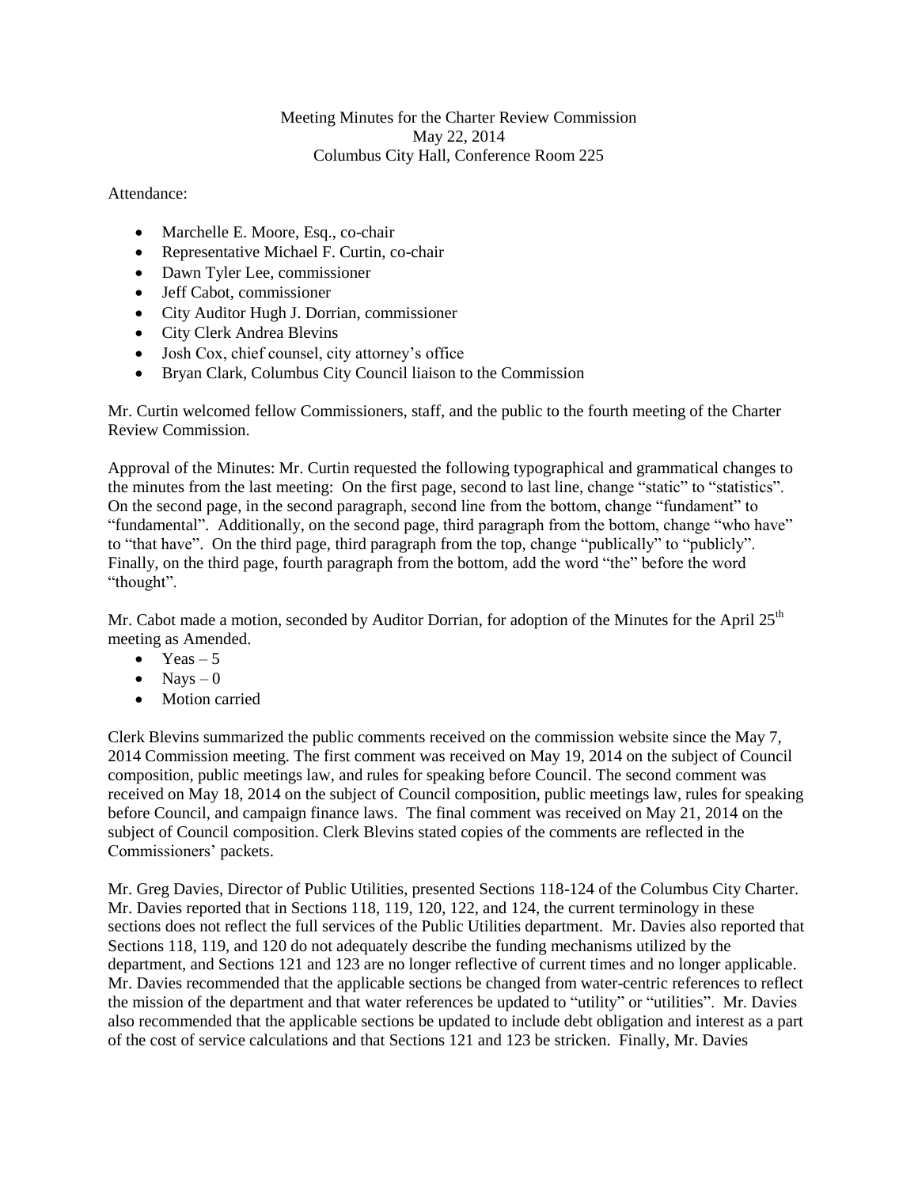Meeting Minutes for the Charter Review Commission
May 22, 2014
Columbus City Hall, Conference Room 225

Attendance:

- Marchelle E. Moore, Esq., co-chair
- Representative Michael F. Curtin, co-chair
- Dawn Tyler Lee, commissioner
- Jeff Cabot, commissioner
- City Auditor Hugh J. Dorrian, commissioner
- City Clerk Andrea Blevins
- Josh Cox, chief counsel, city attorney's office
- Bryan Clark, Columbus City Council liaison to the Commission

Mr. Curtin welcomed fellow Commissioners, staff, and the public to the fourth meeting of the Charter Review Commission.

Approval of the Minutes: Mr. Curtin requested the following typographical and grammatical changes to the minutes from the last meeting: On the first page, second to last line, change "static" to "statistics". On the second page, in the second paragraph, second line from the bottom, change "fundament" to "fundamental". Additionally, on the second page, third paragraph from the bottom, change "who have" to "that have". On the third page, third paragraph from the top, change "publically" to "publicly". Finally, on the third page, fourth paragraph from the bottom, add the word "the" before the word "thought".

Mr. Cabot made a motion, seconded by Auditor Dorrian, for adoption of the Minutes for the April 25th meeting as Amended.

- Yeas – 5
- Nays – 0
- Motion carried

Clerk Blevins summarized the public comments received on the commission website since the May 7, 2014 Commission meeting. The first comment was received on May 19, 2014 on the subject of Council composition, public meetings law, and rules for speaking before Council. The second comment was received on May 18, 2014 on the subject of Council composition, public meetings law, rules for speaking before Council, and campaign finance laws. The final comment was received on May 21, 2014 on the subject of Council composition. Clerk Blevins stated copies of the comments are reflected in the Commissioners' packets.

Mr. Greg Davies, Director of Public Utilities, presented Sections 118-124 of the Columbus City Charter. Mr. Davies reported that in Sections 118, 119, 120, 122, and 124, the current terminology in these sections does not reflect the full services of the Public Utilities department. Mr. Davies also reported that Sections 118, 119, and 120 do not adequately describe the funding mechanisms utilized by the department, and Sections 121 and 123 are no longer reflective of current times and no longer applicable. Mr. Davies recommended that the applicable sections be changed from water-centric references to reflect the mission of the department and that water references be updated to "utility" or "utilities". Mr. Davies also recommended that the applicable sections be updated to include debt obligation and interest as a part of the cost of service calculations and that Sections 121 and 123 be stricken. Finally, Mr. Davies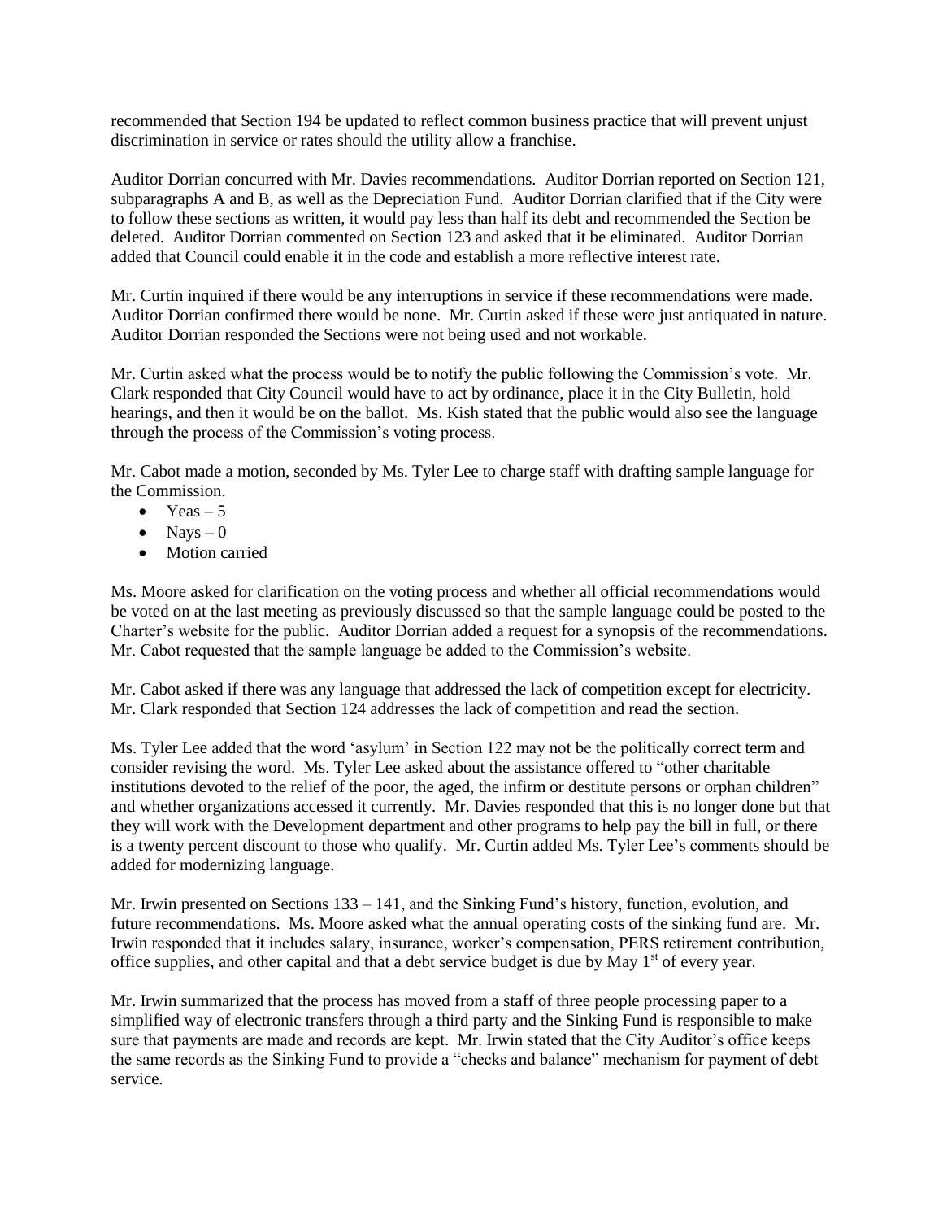recommended that Section 194 be updated to reflect common business practice that will prevent unjust discrimination in service or rates should the utility allow a franchise.

Auditor Dorrian concurred with Mr. Davies recommendations. Auditor Dorrian reported on Section 121, subparagraphs A and B, as well as the Depreciation Fund. Auditor Dorrian clarified that if the City were to follow these sections as written, it would pay less than half its debt and recommended the Section be deleted. Auditor Dorrian commented on Section 123 and asked that it be eliminated. Auditor Dorrian added that Council could enable it in the code and establish a more reflective interest rate.

Mr. Curtin inquired if there would be any interruptions in service if these recommendations were made. Auditor Dorrian confirmed there would be none. Mr. Curtin asked if these were just antiquated in nature. Auditor Dorrian responded the Sections were not being used and not workable.

Mr. Curtin asked what the process would be to notify the public following the Commission's vote. Mr. Clark responded that City Council would have to act by ordinance, place it in the City Bulletin, hold hearings, and then it would be on the ballot. Ms. Kish stated that the public would also see the language through the process of the Commission's voting process.

Mr. Cabot made a motion, seconded by Ms. Tyler Lee to charge staff with drafting sample language for the Commission.

- Yeas – 5
- Nays – 0
- Motion carried

Ms. Moore asked for clarification on the voting process and whether all official recommendations would be voted on at the last meeting as previously discussed so that the sample language could be posted to the Charter's website for the public. Auditor Dorrian added a request for a synopsis of the recommendations. Mr. Cabot requested that the sample language be added to the Commission's website.

Mr. Cabot asked if there was any language that addressed the lack of competition except for electricity. Mr. Clark responded that Section 124 addresses the lack of competition and read the section.

Ms. Tyler Lee added that the word 'asylum' in Section 122 may not be the politically correct term and consider revising the word. Ms. Tyler Lee asked about the assistance offered to "other charitable institutions devoted to the relief of the poor, the aged, the infirm or destitute persons or orphan children" and whether organizations accessed it currently. Mr. Davies responded that this is no longer done but that they will work with the Development department and other programs to help pay the bill in full, or there is a twenty percent discount to those who qualify. Mr. Curtin added Ms. Tyler Lee's comments should be added for modernizing language.

Mr. Irwin presented on Sections 133 – 141, and the Sinking Fund's history, function, evolution, and future recommendations. Ms. Moore asked what the annual operating costs of the sinking fund are. Mr. Irwin responded that it includes salary, insurance, worker's compensation, PERS retirement contribution, office supplies, and other capital and that a debt service budget is due by May 1st of every year.

Mr. Irwin summarized that the process has moved from a staff of three people processing paper to a simplified way of electronic transfers through a third party and the Sinking Fund is responsible to make sure that payments are made and records are kept. Mr. Irwin stated that the City Auditor's office keeps the same records as the Sinking Fund to provide a "checks and balance" mechanism for payment of debt service.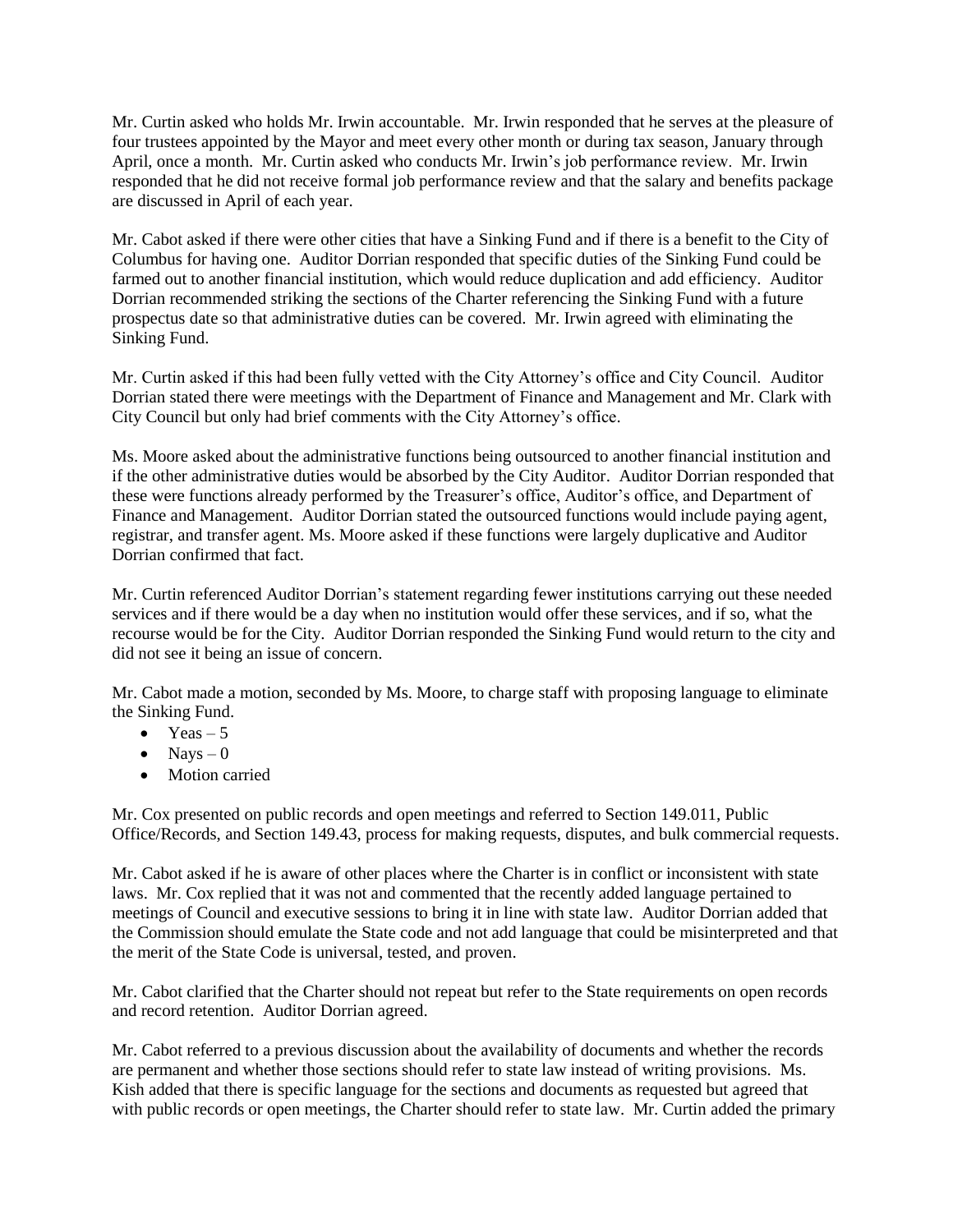Mr. Curtin asked who holds Mr. Irwin accountable. Mr. Irwin responded that he serves at the pleasure of four trustees appointed by the Mayor and meet every other month or during tax season, January through April, once a month. Mr. Curtin asked who conducts Mr. Irwin's job performance review. Mr. Irwin responded that he did not receive formal job performance review and that the salary and benefits package are discussed in April of each year.

Mr. Cabot asked if there were other cities that have a Sinking Fund and if there is a benefit to the City of Columbus for having one. Auditor Dorrian responded that specific duties of the Sinking Fund could be farmed out to another financial institution, which would reduce duplication and add efficiency. Auditor Dorrian recommended striking the sections of the Charter referencing the Sinking Fund with a future prospectus date so that administrative duties can be covered. Mr. Irwin agreed with eliminating the Sinking Fund.

Mr. Curtin asked if this had been fully vetted with the City Attorney's office and City Council. Auditor Dorrian stated there were meetings with the Department of Finance and Management and Mr. Clark with City Council but only had brief comments with the City Attorney's office.

Ms. Moore asked about the administrative functions being outsourced to another financial institution and if the other administrative duties would be absorbed by the City Auditor. Auditor Dorrian responded that these were functions already performed by the Treasurer's office, Auditor's office, and Department of Finance and Management. Auditor Dorrian stated the outsourced functions would include paying agent, registrar, and transfer agent. Ms. Moore asked if these functions were largely duplicative and Auditor Dorrian confirmed that fact.

Mr. Curtin referenced Auditor Dorrian's statement regarding fewer institutions carrying out these needed services and if there would be a day when no institution would offer these services, and if so, what the recourse would be for the City. Auditor Dorrian responded the Sinking Fund would return to the city and did not see it being an issue of concern.

Mr. Cabot made a motion, seconded by Ms. Moore, to charge staff with proposing language to eliminate the Sinking Fund.

- Yeas – 5
- Nays – 0
- Motion carried

Mr. Cox presented on public records and open meetings and referred to Section 149.011, Public Office/Records, and Section 149.43, process for making requests, disputes, and bulk commercial requests.

Mr. Cabot asked if he is aware of other places where the Charter is in conflict or inconsistent with state laws. Mr. Cox replied that it was not and commented that the recently added language pertained to meetings of Council and executive sessions to bring it in line with state law. Auditor Dorrian added that the Commission should emulate the State code and not add language that could be misinterpreted and that the merit of the State Code is universal, tested, and proven.

Mr. Cabot clarified that the Charter should not repeat but refer to the State requirements on open records and record retention. Auditor Dorrian agreed.

Mr. Cabot referred to a previous discussion about the availability of documents and whether the records are permanent and whether those sections should refer to state law instead of writing provisions. Ms. Kish added that there is specific language for the sections and documents as requested but agreed that with public records or open meetings, the Charter should refer to state law. Mr. Curtin added the primary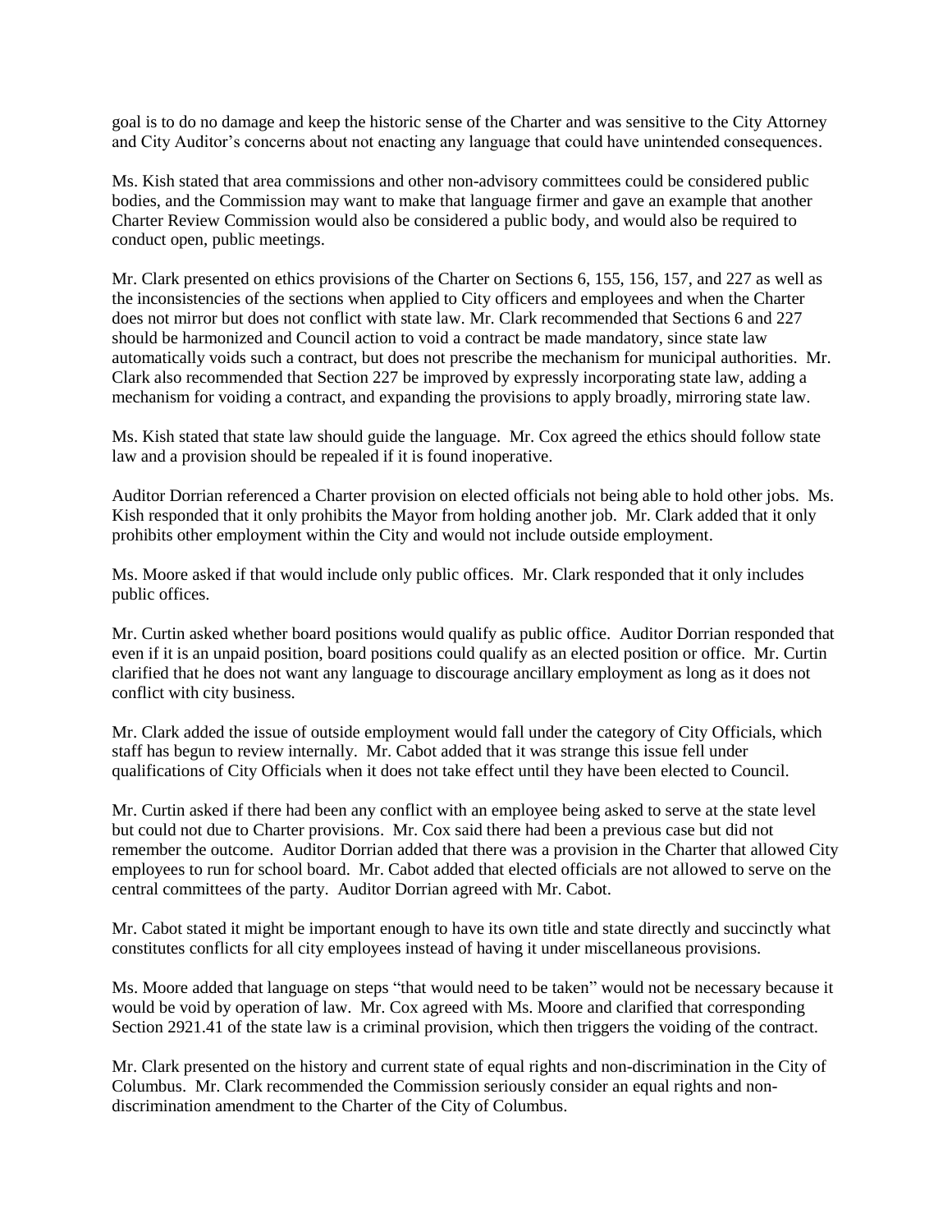goal is to do no damage and keep the historic sense of the Charter and was sensitive to the City Attorney and City Auditor's concerns about not enacting any language that could have unintended consequences.

Ms. Kish stated that area commissions and other non-advisory committees could be considered public bodies, and the Commission may want to make that language firmer and gave an example that another Charter Review Commission would also be considered a public body, and would also be required to conduct open, public meetings.

Mr. Clark presented on ethics provisions of the Charter on Sections 6, 155, 156, 157, and 227 as well as the inconsistencies of the sections when applied to City officers and employees and when the Charter does not mirror but does not conflict with state law. Mr. Clark recommended that Sections 6 and 227 should be harmonized and Council action to void a contract be made mandatory, since state law automatically voids such a contract, but does not prescribe the mechanism for municipal authorities. Mr. Clark also recommended that Section 227 be improved by expressly incorporating state law, adding a mechanism for voiding a contract, and expanding the provisions to apply broadly, mirroring state law.

Ms. Kish stated that state law should guide the language. Mr. Cox agreed the ethics should follow state law and a provision should be repealed if it is found inoperative.

Auditor Dorrian referenced a Charter provision on elected officials not being able to hold other jobs. Ms. Kish responded that it only prohibits the Mayor from holding another job. Mr. Clark added that it only prohibits other employment within the City and would not include outside employment.

Ms. Moore asked if that would include only public offices. Mr. Clark responded that it only includes public offices.

Mr. Curtin asked whether board positions would qualify as public office. Auditor Dorrian responded that even if it is an unpaid position, board positions could qualify as an elected position or office. Mr. Curtin clarified that he does not want any language to discourage ancillary employment as long as it does not conflict with city business.

Mr. Clark added the issue of outside employment would fall under the category of City Officials, which staff has begun to review internally. Mr. Cabot added that it was strange this issue fell under qualifications of City Officials when it does not take effect until they have been elected to Council.

Mr. Curtin asked if there had been any conflict with an employee being asked to serve at the state level but could not due to Charter provisions. Mr. Cox said there had been a previous case but did not remember the outcome. Auditor Dorrian added that there was a provision in the Charter that allowed City employees to run for school board. Mr. Cabot added that elected officials are not allowed to serve on the central committees of the party. Auditor Dorrian agreed with Mr. Cabot.

Mr. Cabot stated it might be important enough to have its own title and state directly and succinctly what constitutes conflicts for all city employees instead of having it under miscellaneous provisions.

Ms. Moore added that language on steps "that would need to be taken" would not be necessary because it would be void by operation of law. Mr. Cox agreed with Ms. Moore and clarified that corresponding Section 2921.41 of the state law is a criminal provision, which then triggers the voiding of the contract.

Mr. Clark presented on the history and current state of equal rights and non-discrimination in the City of Columbus. Mr. Clark recommended the Commission seriously consider an equal rights and non-discrimination amendment to the Charter of the City of Columbus.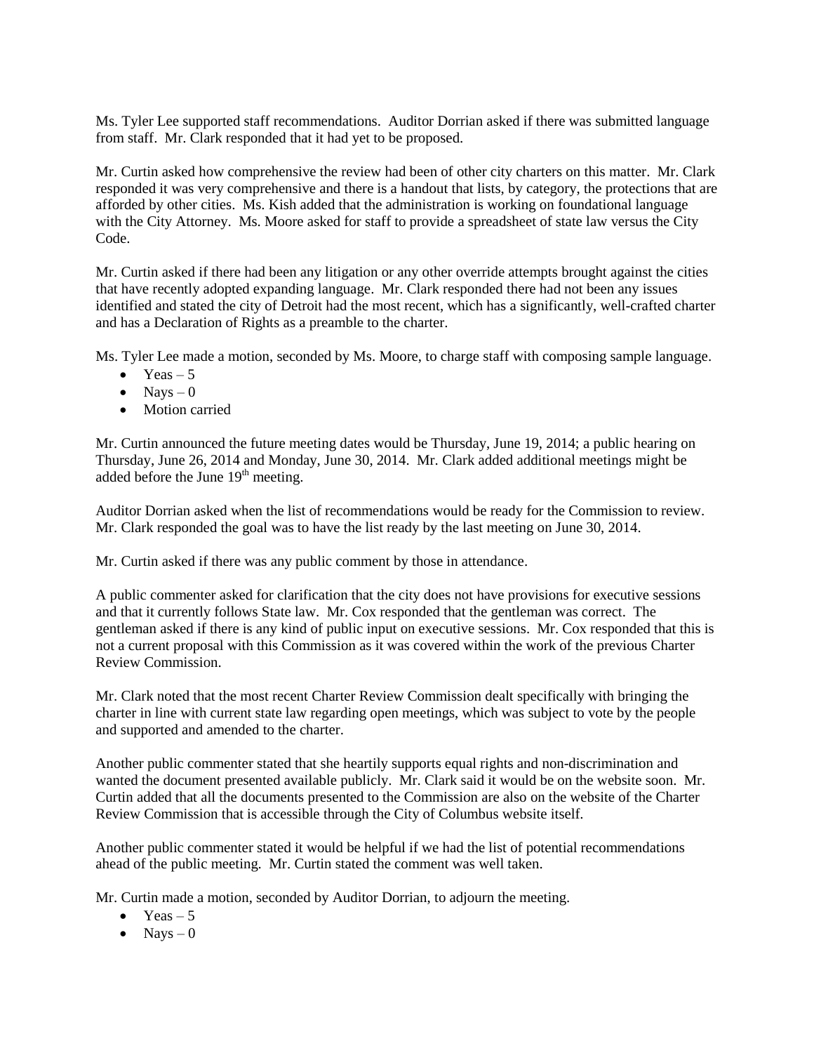Ms. Tyler Lee supported staff recommendations. Auditor Dorrian asked if there was submitted language from staff. Mr. Clark responded that it had yet to be proposed.

Mr. Curtin asked how comprehensive the review had been of other city charters on this matter. Mr. Clark responded it was very comprehensive and there is a handout that lists, by category, the protections that are afforded by other cities. Ms. Kish added that the administration is working on foundational language with the City Attorney. Ms. Moore asked for staff to provide a spreadsheet of state law versus the City Code.

Mr. Curtin asked if there had been any litigation or any other override attempts brought against the cities that have recently adopted expanding language. Mr. Clark responded there had not been any issues identified and stated the city of Detroit had the most recent, which has a significantly, well-crafted charter and has a Declaration of Rights as a preamble to the charter.

Ms. Tyler Lee made a motion, seconded by Ms. Moore, to charge staff with composing sample language.

- Yeas – 5
- Nays – 0
- Motion carried

Mr. Curtin announced the future meeting dates would be Thursday, June 19, 2014; a public hearing on Thursday, June 26, 2014 and Monday, June 30, 2014. Mr. Clark added additional meetings might be added before the June 19th meeting.

Auditor Dorrian asked when the list of recommendations would be ready for the Commission to review. Mr. Clark responded the goal was to have the list ready by the last meeting on June 30, 2014.

Mr. Curtin asked if there was any public comment by those in attendance.

A public commenter asked for clarification that the city does not have provisions for executive sessions and that it currently follows State law. Mr. Cox responded that the gentleman was correct. The gentleman asked if there is any kind of public input on executive sessions. Mr. Cox responded that this is not a current proposal with this Commission as it was covered within the work of the previous Charter Review Commission.

Mr. Clark noted that the most recent Charter Review Commission dealt specifically with bringing the charter in line with current state law regarding open meetings, which was subject to vote by the people and supported and amended to the charter.

Another public commenter stated that she heartily supports equal rights and non-discrimination and wanted the document presented available publicly. Mr. Clark said it would be on the website soon. Mr. Curtin added that all the documents presented to the Commission are also on the website of the Charter Review Commission that is accessible through the City of Columbus website itself.

Another public commenter stated it would be helpful if we had the list of potential recommendations ahead of the public meeting. Mr. Curtin stated the comment was well taken.

Mr. Curtin made a motion, seconded by Auditor Dorrian, to adjourn the meeting.

- Yeas – 5
- Nays – 0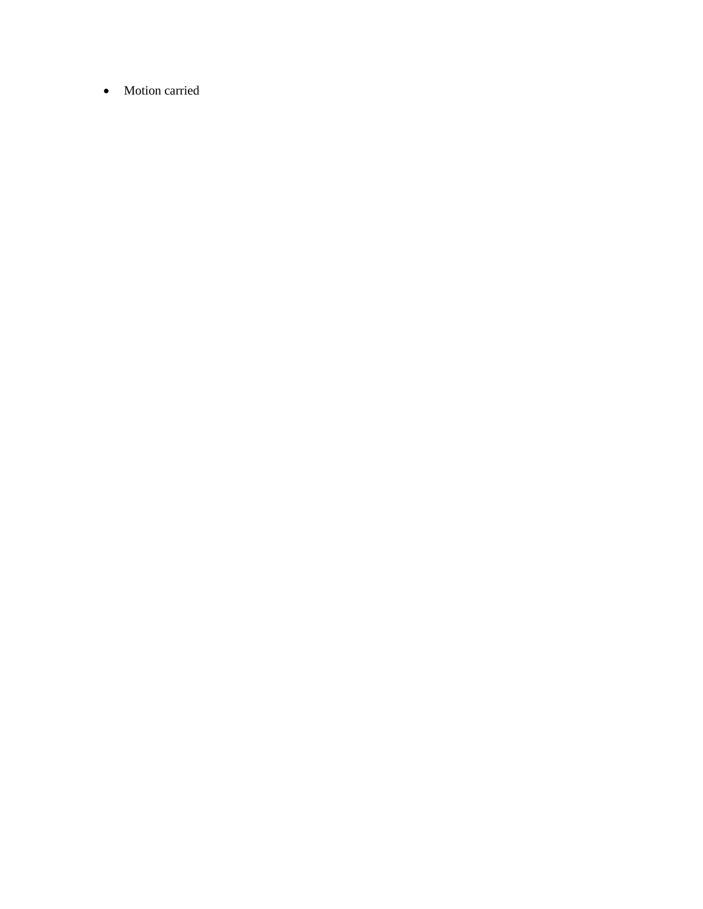- Motion carried